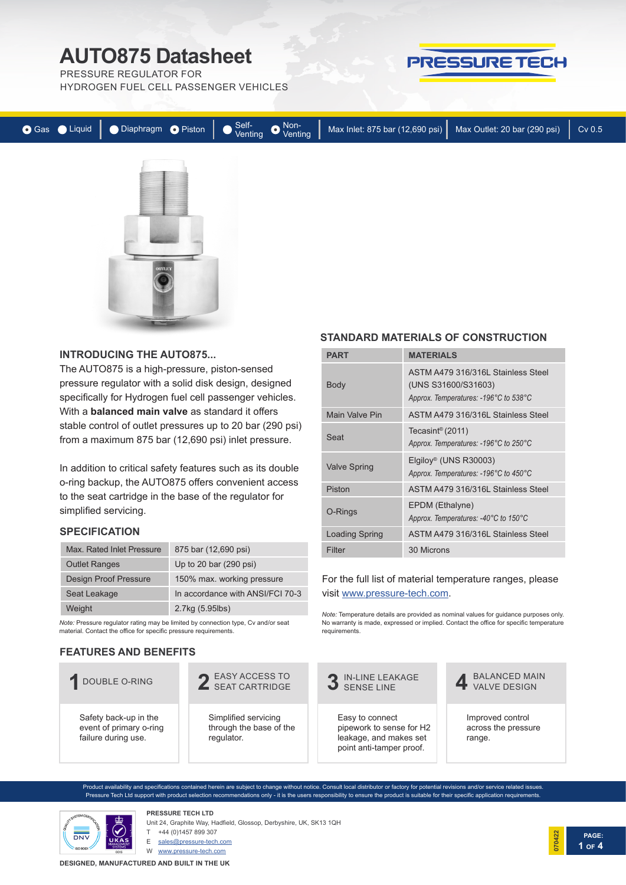# AUTO875 Datasheet

PRESSURE REGULATOR FOR
HYDROGEN FUEL CELL PASSENGER VEHICLES

PRESSURE TECH

Gas | Liquid | Diaphragm | Piston | Self-Venting | Non-Venting | Max Inlet: 875 bar (12,690 psi) | Max Outlet: 20 bar (290 psi) | Cv 0.5

## INTRODUCING THE AUTO875...

The AUTO875 is a high-pressure, piston-sensed pressure regulator with a solid disk design, designed specifically for Hydrogen fuel cell passenger vehicles. With a **balanced main valve** as standard it offers stable control of outlet pressures up to 20 bar (290 psi) from a maximum 875 bar (12,690 psi) inlet pressure.

In addition to critical safety features such as its double o-ring backup, the AUTO875 offers convenient access to the seat cartridge in the base of the regulator for simplified servicing.

## SPECIFICATION

| | |
|---|---|
| Max. Rated Inlet Pressure | 875 bar (12,690 psi) |
| Outlet Ranges | Up to 20 bar (290 psi) |
| Design Proof Pressure | 150% max. working pressure |
| Seat Leakage | In accordance with ANSI/FCI 70-3 |
| Weight | 2.7kg (5.95lbs) |

*Note:* Pressure regulator rating may be limited by connection type, Cv and/or seat material. Contact the office for specific pressure requirements.

## STANDARD MATERIALS OF CONSTRUCTION

| PART | MATERIALS |
|---|---|
| Body | ASTM A479 316/316L Stainless Steel (UNS S31600/S31603)<br>*Approx. Temperatures: -196°C to 538°C* |
| Main Valve Pin | ASTM A479 316/316L Stainless Steel |
| Seat | Tecasint® (2011)<br>*Approx. Temperatures: -196°C to 250°C* |
| Valve Spring | Elgiloy® (UNS R30003)<br>*Approx. Temperatures: -196°C to 450°C* |
| Piston | ASTM A479 316/316L Stainless Steel |
| O-Rings | EPDM (Ethalyne)<br>*Approx. Temperatures: -40°C to 150°C* |
| Loading Spring | ASTM A479 316/316L Stainless Steel |
| Filter | 30 Microns |

For the full list of material temperature ranges, please visit www.pressure-tech.com.

*Note:* Temperature details are provided as nominal values for guidance purposes only. No warranty is made, expressed or implied. Contact the office for specific temperature requirements.

## FEATURES AND BENEFITS

**1 DOUBLE O-RING**
Safety back-up in the event of primary o-ring failure during use.

**2 EASY ACCESS TO SEAT CARTRIDGE**
Simplified servicing through the base of the regulator.

**3 IN-LINE LEAKAGE SENSE LINE**
Easy to connect pipework to sense for H2 leakage, and makes set point anti-tamper proof.

**4 BALANCED MAIN VALVE DESIGN**
Improved control across the pressure range.

Product availability and specifications contained herein are subject to change without notice. Consult local distributor or factory for potential revisions and/or service related issues. Pressure Tech Ltd support with product selection recommendations only - it is the users responsibility to ensure the product is suitable for their specific application requirements.

**PRESSURE TECH LTD**
Unit 24, Graphite Way, Hadfield, Glossop, Derbyshire, UK, SK13 1QH
T +44 (0)1457 899 307
E sales@pressure-tech.com
W www.pressure-tech.com

070422

**DESIGNED, MANUFACTURED AND BUILT IN THE UK**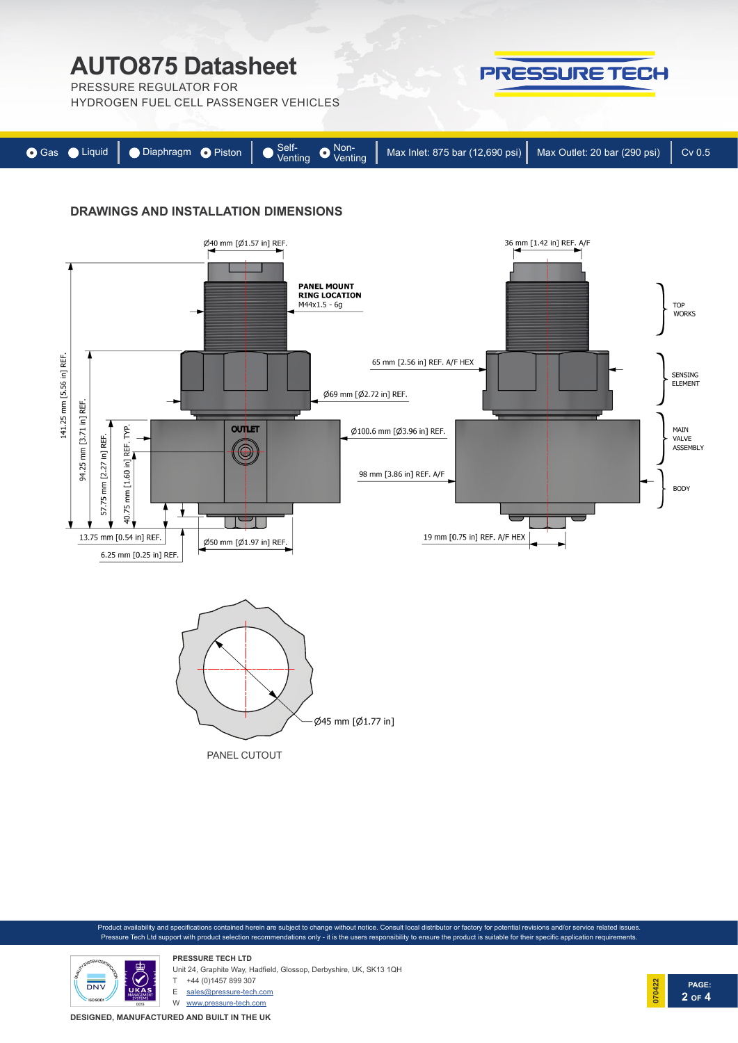# AUTO875 Datasheet

PRESSURE REGULATOR FOR
HYDROGEN FUEL CELL PASSENGER VEHICLES

| Gas | Liquid | Diaphragm | Piston | Self-Venting | Non-Venting | Max Inlet: 875 bar (12,690 psi) | Max Outlet: 20 bar (290 psi) | Cv 0.5 |
|---|---|---|---|---|---|---|---|---|

## DRAWINGS AND INSTALLATION DIMENSIONS

Ø40 mm [Ø1.57 in] REF.

36 mm [1.42 in] REF. A/F

**PANEL MOUNT RING LOCATION**
M44x1.5 - 6g

TOP WORKS

65 mm [2.56 in] REF. A/F HEX

SENSING ELEMENT

Ø69 mm [Ø2.72 in] REF.

141.25 mm [5.56 in] REF.

94.25 mm [3.71 in] REF.

57.75 mm [2.27 in] REF.

40.75 mm [1.60 in] REF. TYP.

OUTLET

Ø100.6 mm [Ø3.96 in] REF.

MAIN VALVE ASSEMBLY

98 mm [3.86 in] REF. A/F

BODY

13.75 mm [0.54 in] REF.

6.25 mm [0.25 in] REF.

Ø50 mm [Ø1.97 in] REF.

19 mm [0.75 in] REF. A/F HEX

Ø45 mm [Ø1.77 in]

PANEL CUTOUT

Product availability and specifications contained herein are subject to change without notice. Consult local distributor or factory for potential revisions and/or service related issues. Pressure Tech Ltd support with product selection recommendations only - it is the users responsibility to ensure the product is suitable for their specific application requirements.

**PRESSURE TECH LTD**
Unit 24, Graphite Way, Hadfield, Glossop, Derbyshire, UK, SK13 1QH
T +44 (0)1457 899 307
E sales@pressure-tech.com
W www.pressure-tech.com

**DESIGNED, MANUFACTURED AND BUILT IN THE UK**

070422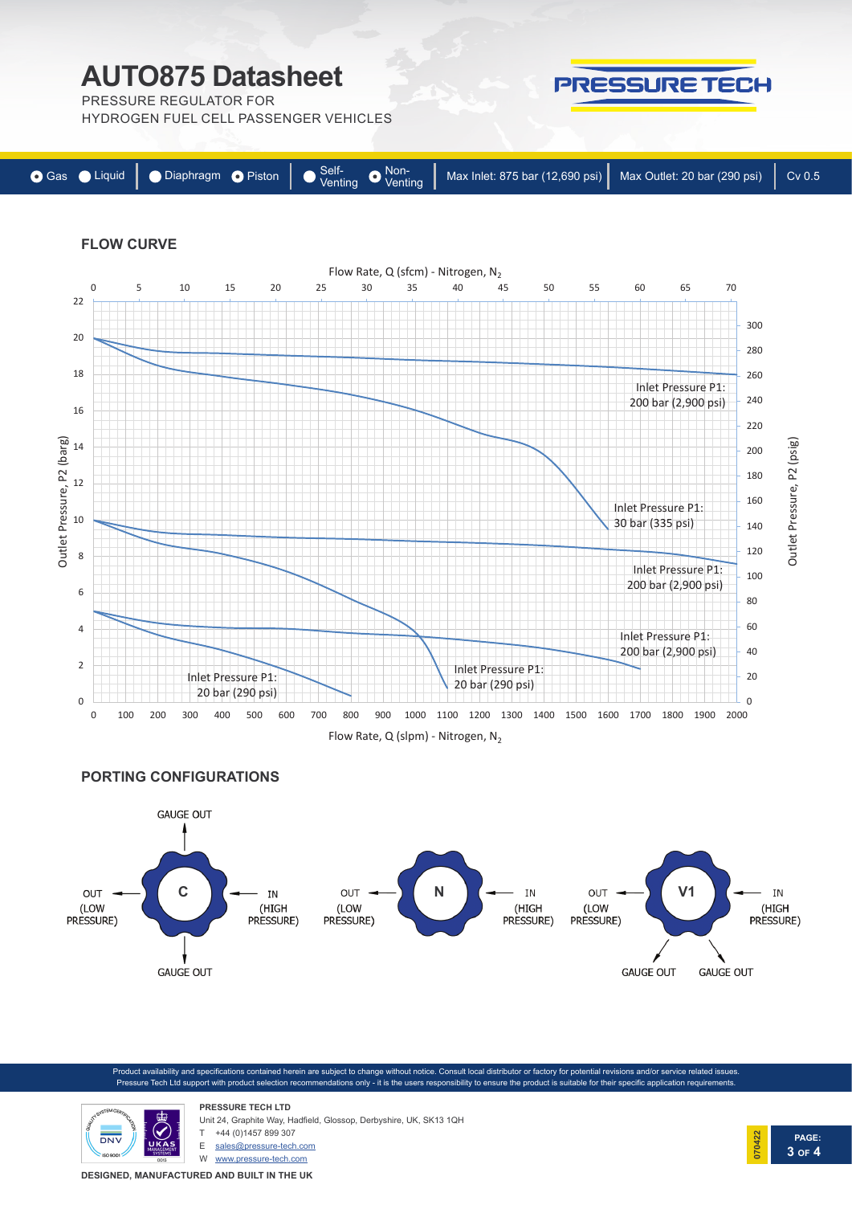# AUTO875 Datasheet

PRESSURE REGULATOR FOR
HYDROGEN FUEL CELL PASSENGER VEHICLES

PRESSURE TECH

Gas | Liquid | Diaphragm | Piston | Self-Venting | Non-Venting | Max Inlet: 875 bar (12,690 psi) | Max Outlet: 20 bar (290 psi) | Cv 0.5

## FLOW CURVE

Flow Rate, Q (sfcm) - Nitrogen, $N_2$

0 5 10 15 20 25 30 35 40 45 50 55 60 65 70

Outlet Pressure, P2 (barg): 0 2 4 6 8 10 12 14 16 18 20 22

Outlet Pressure, P2 (psig): 0 20 40 60 80 100 120 140 160 180 200 220 240 260 280 300

Inlet Pressure P1: 200 bar (2,900 psi)

Inlet Pressure P1: 30 bar (335 psi)

Inlet Pressure P1: 200 bar (2,900 psi)

Inlet Pressure P1: 200 bar (2,900 psi)

Inlet Pressure P1: 20 bar (290 psi)

Inlet Pressure P1: 20 bar (290 psi)

0 100 200 300 400 500 600 700 800 900 1000 1100 1200 1300 1400 1500 1600 1700 1800 1900 2000

Flow Rate, Q (slpm) - Nitrogen, $N_2$

## PORTING CONFIGURATIONS

**C**: GAUGE OUT (top), OUT (LOW PRESSURE), IN (HIGH PRESSURE), GAUGE OUT (bottom)

**N**: OUT (LOW PRESSURE), IN (HIGH PRESSURE)

**V1**: OUT (LOW PRESSURE), IN (HIGH PRESSURE), GAUGE OUT, GAUGE OUT

Product availability and specifications contained herein are subject to change without notice. Consult local distributor or factory for potential revisions and/or service related issues. Pressure Tech Ltd support with product selection recommendations only - it is the users responsibility to ensure the product is suitable for their specific application requirements.

**PRESSURE TECH LTD**
Unit 24, Graphite Way, Hadfield, Glossop, Derbyshire, UK, SK13 1QH
T +44 (0)1457 899 307
E sales@pressure-tech.com
W www.pressure-tech.com

070422

**DESIGNED, MANUFACTURED AND BUILT IN THE UK**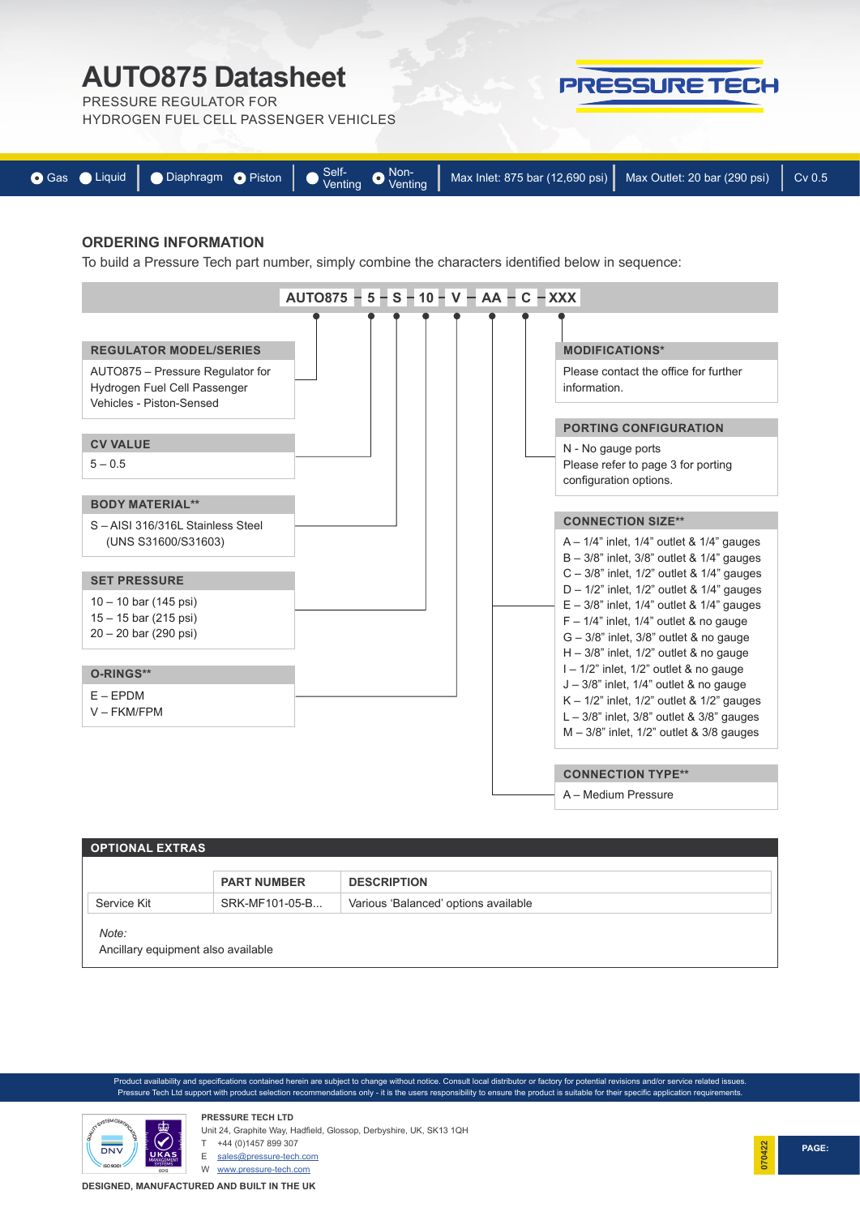# AUTO875 Datasheet

PRESSURE REGULATOR FOR
HYDROGEN FUEL CELL PASSENGER VEHICLES

PRESSURE TECH

● Gas ○ Liquid | ○ Diaphragm ● Piston | ○ Self-Venting ● Non-Venting | Max Inlet: 875 bar (12,690 psi) | Max Outlet: 20 bar (290 psi) | Cv 0.5

## ORDERING INFORMATION

To build a Pressure Tech part number, simply combine the characters identified below in sequence:

**AUTO875 – 5 – S – 10 – V – AA – C – XXX**

### REGULATOR MODEL/SERIES

AUTO875 – Pressure Regulator for Hydrogen Fuel Cell Passenger Vehicles - Piston-Sensed

### CV VALUE

5 – 0.5

### BODY MATERIAL**

S – AISI 316/316L Stainless Steel (UNS S31600/S31603)

### SET PRESSURE

10 – 10 bar (145 psi)
15 – 15 bar (215 psi)
20 – 20 bar (290 psi)

### O-RINGS**

E – EPDM
V – FKM/FPM

### MODIFICATIONS*

Please contact the office for further information.

### PORTING CONFIGURATION

N - No gauge ports
Please refer to page 3 for porting configuration options.

### CONNECTION SIZE**

A – 1/4" inlet, 1/4" outlet & 1/4" gauges
B – 3/8" inlet, 3/8" outlet & 1/4" gauges
C – 3/8" inlet, 1/2" outlet & 1/4" gauges
D – 1/2" inlet, 1/2" outlet & 1/4" gauges
E – 3/8" inlet, 1/4" outlet & 1/4" gauges
F – 1/4" inlet, 1/4" outlet & no gauge
G – 3/8" inlet, 3/8" outlet & no gauge
H – 3/8" inlet, 1/2" outlet & no gauge
I – 1/2" inlet, 1/2" outlet & no gauge
J – 3/8" inlet, 1/4" outlet & no gauge
K – 1/2" inlet, 1/2" outlet & 1/2" gauges
L – 3/8" inlet, 3/8" outlet & 3/8" gauges
M – 3/8" inlet, 1/2" outlet & 3/8 gauges

### CONNECTION TYPE**

A – Medium Pressure

## OPTIONAL EXTRAS

| | PART NUMBER | DESCRIPTION |
|---|---|---|
| Service Kit | SRK-MF101-05-B... | Various 'Balanced' options available |

*Note:*
Ancillary equipment also available

Product availability and specifications contained herein are subject to change without notice. Consult local distributor or factory for potential revisions and/or service related issues. Pressure Tech Ltd support with product selection recommendations only - it is the users responsibility to ensure the product is suitable for their specific application requirements.

**PRESSURE TECH LTD**
Unit 24, Graphite Way, Hadfield, Glossop, Derbyshire, UK, SK13 1QH
T +44 (0)1457 899 307
E sales@pressure-tech.com
W www.pressure-tech.com

070422

**DESIGNED, MANUFACTURED AND BUILT IN THE UK**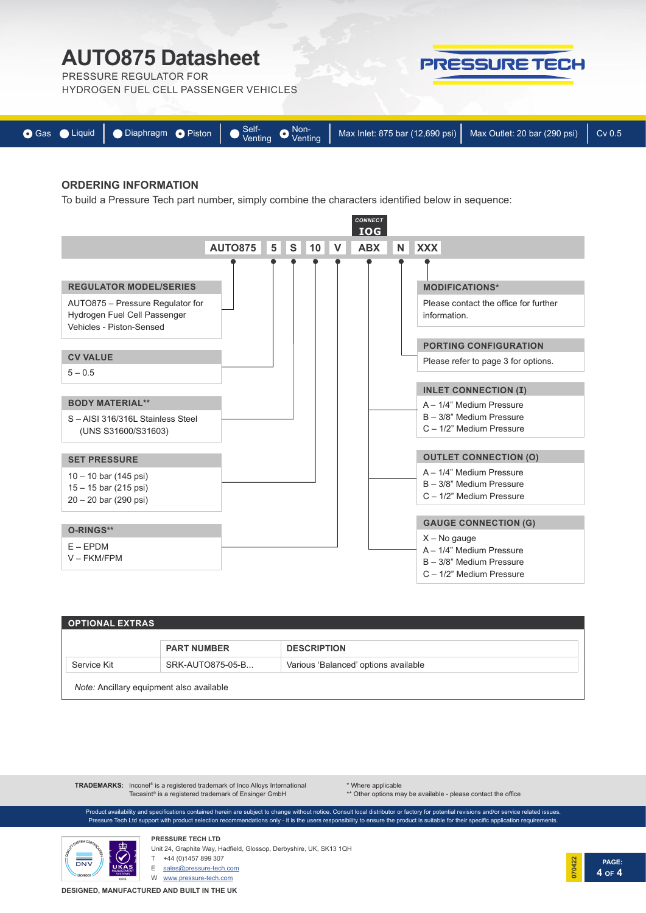# AUTO875 Datasheet

PRESSURE REGULATOR FOR
HYDROGEN FUEL CELL PASSENGER VEHICLES

PRESSURE TECH

● Gas ○ Liquid | ○ Diaphragm ● Piston | ○ Self-Venting ● Non-Venting | Max Inlet: 875 bar (12,690 psi) | Max Outlet: 20 bar (290 psi) | Cv 0.5

## ORDERING INFORMATION

To build a Pressure Tech part number, simply combine the characters identified below in sequence:

CONNECT
IOG

AUTO875 | 5 | S | 10 | V | ABX | N | XXX

### REGULATOR MODEL/SERIES
AUTO875 – Pressure Regulator for Hydrogen Fuel Cell Passenger Vehicles - Piston-Sensed

### CV VALUE
5 – 0.5

### BODY MATERIAL**
S – AISI 316/316L Stainless Steel (UNS S31600/S31603)

### SET PRESSURE
10 – 10 bar (145 psi)
15 – 15 bar (215 psi)
20 – 20 bar (290 psi)

### O-RINGS**
E – EPDM
V – FKM/FPM

### MODIFICATIONS*
Please contact the office for further information.

### PORTING CONFIGURATION
Please refer to page 3 for options.

### INLET CONNECTION (I)
A – 1/4" Medium Pressure
B – 3/8" Medium Pressure
C – 1/2" Medium Pressure

### OUTLET CONNECTION (O)
A – 1/4" Medium Pressure
B – 3/8" Medium Pressure
C – 1/2" Medium Pressure

### GAUGE CONNECTION (G)
X – No gauge
A – 1/4" Medium Pressure
B – 3/8" Medium Pressure
C – 1/2" Medium Pressure

## OPTIONAL EXTRAS

| | PART NUMBER | DESCRIPTION |
|---|---|---|
| Service Kit | SRK-AUTO875-05-B... | Various 'Balanced' options available |

*Note:* Ancillary equipment also available

**TRADEMARKS:** Inconel® is a registered trademark of Inco Alloys International
Tecasint® is a registered trademark of Ensinger GmbH

\* Where applicable
** Other options may be available - please contact the office

Product availability and specifications contained herein are subject to change without notice. Consult local distributor or factory for potential revisions and/or service related issues.
Pressure Tech Ltd support with product selection recommendations only - it is the users responsibility to ensure the product is suitable for their specific application requirements.

**PRESSURE TECH LTD**
Unit 24, Graphite Way, Hadfield, Glossop, Derbyshire, UK, SK13 1QH
T +44 (0)1457 899 307
E sales@pressure-tech.com
W www.pressure-tech.com

070422

**DESIGNED, MANUFACTURED AND BUILT IN THE UK**